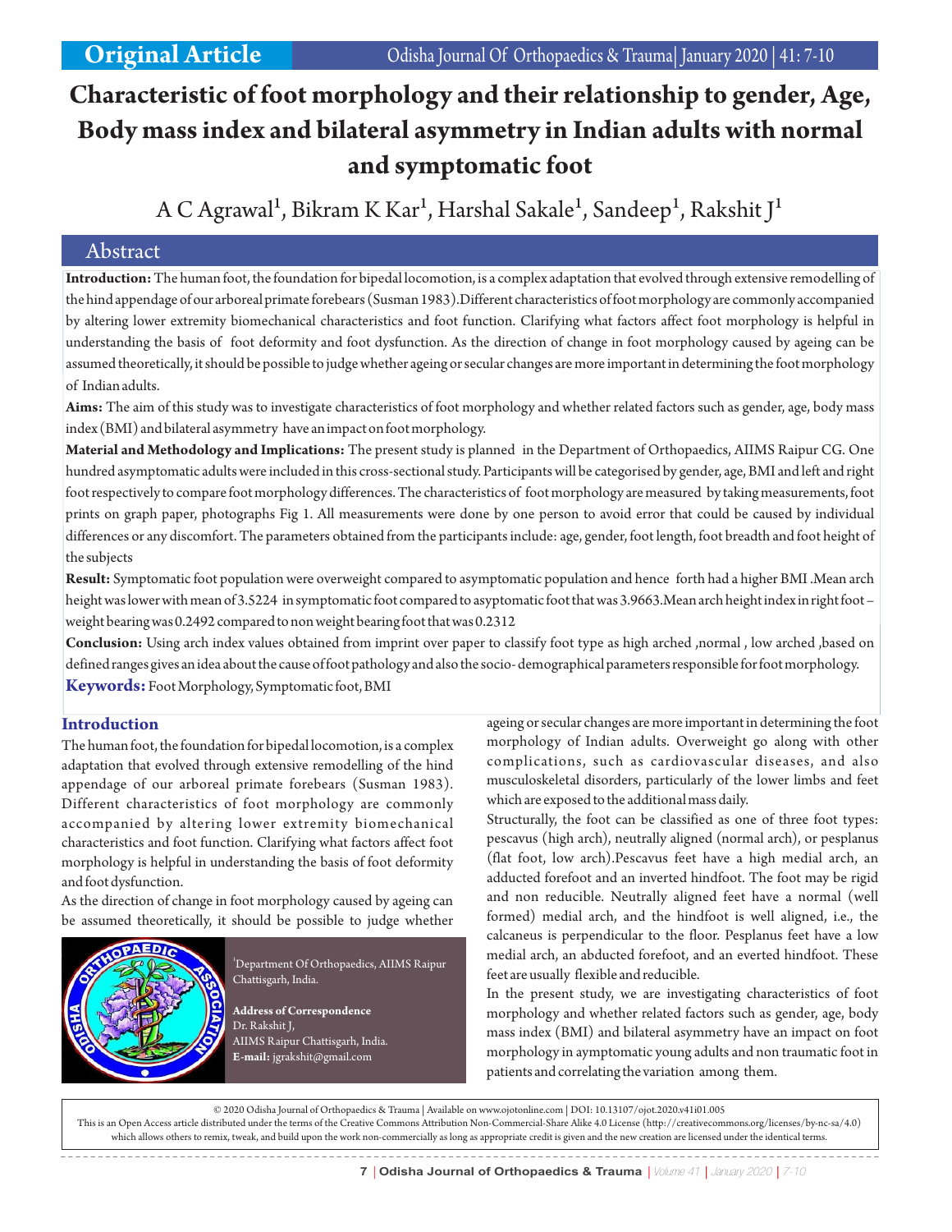Original Article

# Characteristic of foot morphology and their relationship to gender, Age, Body mass index and bilateral asymmetry in Indian adults with normal and symptomatic foot

A C Agrawal[1], Bikram K Kar[1], Harshal Sakale[1], Sandeep[1], Rakshit J[1]

## Abstract

**Introduction:** The human foot, the foundation for bipedal locomotion, is a complex adaptation that evolved through extensive remodelling of the hind appendage of our arboreal primate forebears (Susman 1983).Different characteristics of foot morphology are commonly accompanied by altering lower extremity biomechanical characteristics and foot function. Clarifying what factors affect foot morphology is helpful in understanding the basis of foot deformity and foot dysfunction. As the direction of change in foot morphology caused by ageing can be assumed theoretically, it should be possible to judge whether ageing or secular changes are more important in determining the foot morphology of Indian adults.

**Aims:** The aim of this study was to investigate characteristics of foot morphology and whether related factors such as gender, age, body mass index (BMI) and bilateral asymmetry have an impact on foot morphology.

**Material and Methodology and Implications:** The present study is planned in the Department of Orthopaedics, AIIMS Raipur CG. One hundred asymptomatic adults were included in this cross-sectional study. Participants will be categorised by gender, age, BMI and left and right foot respectively to compare foot morphology differences. The characteristics of foot morphology are measured by taking measurements, foot prints on graph paper, photographs Fig 1. All measurements were done by one person to avoid error that could be caused by individual differences or any discomfort. The parameters obtained from the participants include: age, gender, foot length, foot breadth and foot height of the subjects

**Result:** Symptomatic foot population were overweight compared to asymptomatic population and hence forth had a higher BMI .Mean arch height was lower with mean of 3.5224 in symptomatic foot compared to asyptomatic foot that was 3.9663.Mean arch height index in right foot – weight bearing was 0.2492 compared to non weight bearing foot that was 0.2312

**Conclusion:** Using arch index values obtained from imprint over paper to classify foot type as high arched ,normal , low arched ,based on defined ranges gives an idea about the cause of foot pathology and also the socio- demographical parameters responsible for foot morphology.

**Keywords:** Foot Morphology, Symptomatic foot, BMI

## Introduction

The human foot, the foundation for bipedal locomotion, is a complex adaptation that evolved through extensive remodelling of the hind appendage of our arboreal primate forebears (Susman 1983). Different characteristics of foot morphology are commonly accompanied by altering lower extremity biomechanical characteristics and foot function. Clarifying what factors affect foot morphology is helpful in understanding the basis of foot deformity and foot dysfunction.

As the direction of change in foot morphology caused by ageing can be assumed theoretically, it should be possible to judge whether ageing or secular changes are more important in determining the foot morphology of Indian adults. Overweight go along with other complications, such as cardiovascular diseases, and also musculoskeletal disorders, particularly of the lower limbs and feet which are exposed to the additional mass daily.

Structurally, the foot can be classified as one of three foot types: pescavus (high arch), neutrally aligned (normal arch), or pesplanus (flat foot, low arch).Pescavus feet have a high medial arch, an adducted forefoot and an inverted hindfoot. The foot may be rigid and non reducible. Neutrally aligned feet have a normal (well formed) medial arch, and the hindfoot is well aligned, i.e., the calcaneus is perpendicular to the floor. Pesplanus feet have a low medial arch, an abducted forefoot, and an everted hindfoot. These feet are usually flexible and reducible.

In the present study, we are investigating characteristics of foot morphology and whether related factors such as gender, age, body mass index (BMI) and bilateral asymmetry have an impact on foot morphology in aymptomatic young adults and non traumatic foot in patients and correlating the variation among them.

[1]Department Of Orthopaedics, AIIMS Raipur Chattisgarh, India.

**Address of Correspondence**
Dr. Rakshit J,
AIIMS Raipur Chattisgarh, India.
**E-mail:** jgrakshit@gmail.com

© 2020 Odisha Journal of Orthopaedics & Trauma | Available on www.ojotonline.com | DOI: 10.13107/ojot.2020.v41i01.005
This is an Open Access article distributed under the terms of the Creative Commons Attribution Non-Commercial-Share Alike 4.0 License (http://creativecommons.org/licenses/by-nc-sa/4.0) which allows others to remix, tweak, and build upon the work non-commercially as long as appropriate credit is given and the new creation are licensed under the identical terms.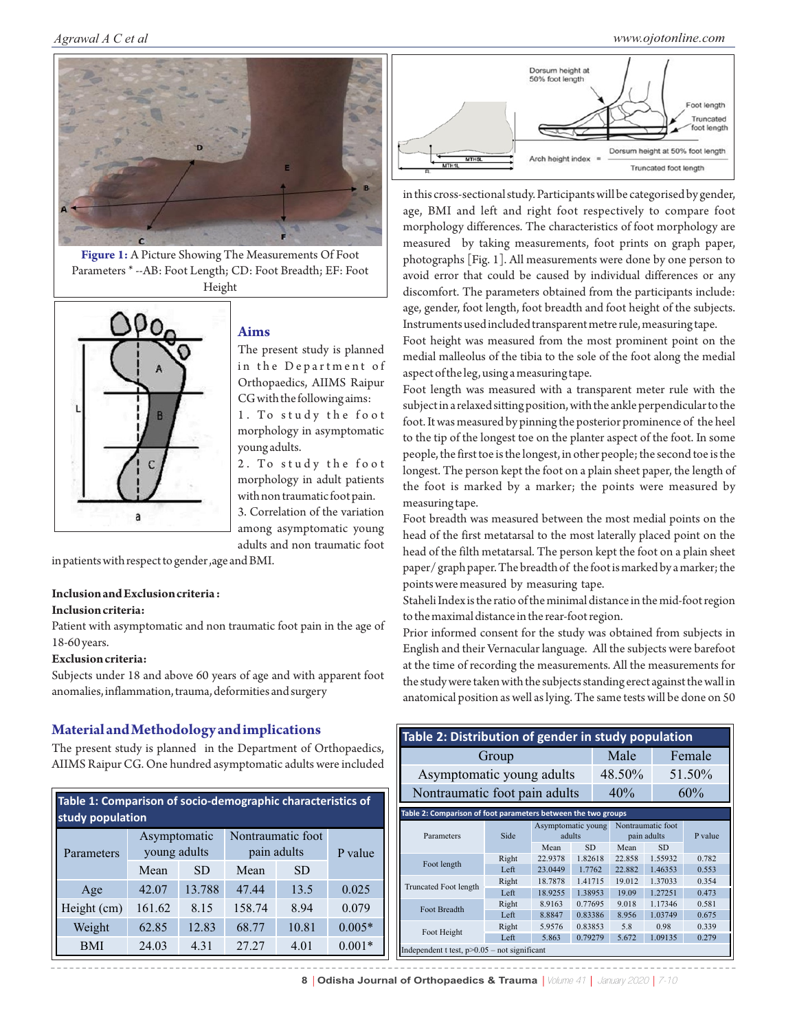**Figure 1:** A Picture Showing The Measurements Of Foot Parameters * --AB: Foot Length; CD: Foot Breadth; EF: Foot Height

## Aims

The present study is planned in the Department of Orthopaedics, AIIMS Raipur CG with the following aims:

1. To study the foot morphology in asymptomatic young adults.
2. To study the foot morphology in adult patients with non traumatic foot pain.
3. Correlation of the variation among asymptomatic young adults and non traumatic foot in patients with respect to gender ,age and BMI.

### Inclusion and Exclusion criteria :

**Inclusion criteria:**

Patient with asymptomatic and non traumatic foot pain in the age of 18-60 years.

**Exclusion criteria:**

Subjects under 18 and above 60 years of age and with apparent foot anomalies, inflammation, trauma, deformities and surgery

## Material and Methodology and implications

The present study is planned in the Department of Orthopaedics, AIIMS Raipur CG. One hundred asymptomatic adults were included in this cross-sectional study. Participants will be categorised by gender, age, BMI and left and right foot respectively to compare foot morphology differences. The characteristics of foot morphology are measured by taking measurements, foot prints on graph paper, photographs [Fig. 1]. All measurements were done by one person to avoid error that could be caused by individual differences or any discomfort. The parameters obtained from the participants include: age, gender, foot length, foot breadth and foot height of the subjects. Instruments used included transparent metre rule, measuring tape.

Foot height was measured from the most prominent point on the medial malleolus of the tibia to the sole of the foot along the medial aspect of the leg, using a measuring tape.

Foot length was measured with a transparent meter rule with the subject in a relaxed sitting position, with the ankle perpendicular to the foot. It was measured by pinning the posterior prominence of the heel to the tip of the longest toe on the planter aspect of the foot. In some people, the first toe is the longest, in other people; the second toe is the longest. The person kept the foot on a plain sheet paper, the length of the foot is marked by a marker; the points were measured by measuring tape.

Foot breadth was measured between the most medial points on the head of the first metatarsal to the most laterally placed point on the head of the filth metatarsal. The person kept the foot on a plain sheet paper/ graph paper. The breadth of the foot is marked by a marker; the points were measured by measuring tape.

Staheli Index is the ratio of the minimal distance in the mid-foot region to the maximal distance in the rear-foot region.

Prior informed consent for the study was obtained from subjects in English and their Vernacular language. All the subjects were barefoot at the time of recording the measurements. All the measurements for the study were taken with the subjects standing erect against the wall in anatomical position as well as lying. The same tests will be done on 50

**Table 1: Comparison of socio-demographic characteristics of study population**

| Parameters | Asymptomatic young adults | | Nontraumatic foot pain adults | | P value |
|---|---|---|---|---|---|
| | Mean | SD | Mean | SD | |
| Age | 42.07 | 13.788 | 47.44 | 13.5 | 0.025 |
| Height (cm) | 161.62 | 8.15 | 158.74 | 8.94 | 0.079 |
| Weight | 62.85 | 12.83 | 68.77 | 10.81 | 0.005* |
| BMI | 24.03 | 4.31 | 27.27 | 4.01 | 0.001* |

**Table 2: Distribution of gender in study population**

| Group | Male | Female |
|---|---|---|
| Asymptomatic young adults | 48.50% | 51.50% |
| Nontraumatic foot pain adults | 40% | 60% |

**Table 2: Comparison of foot parameters between the two groups**

| Parameters | Side | Asymptomatic young adults | | Nontraumatic foot pain adults | | P value |
|---|---|---|---|---|---|---|
| | | Mean | SD | Mean | SD | |
| Foot length | Right | 22.9378 | 1.82618 | 22.858 | 1.55932 | 0.782 |
| | Left | 23.0449 | 1.7762 | 22.882 | 1.46353 | 0.553 |
| Truncated Foot length | Right | 18.7878 | 1.41715 | 19.012 | 1.37033 | 0.354 |
| | Left | 18.9255 | 1.38953 | 19.09 | 1.27251 | 0.473 |
| Foot Breadth | Right | 8.9163 | 0.77695 | 9.018 | 1.17346 | 0.581 |
| | Left | 8.8847 | 0.83386 | 8.956 | 1.03749 | 0.675 |
| Foot Height | Right | 5.9576 | 0.83853 | 5.8 | 0.98 | 0.339 |
| | Left | 5.863 | 0.79279 | 5.672 | 1.09135 | 0.279 |

Independent t test, $p>0.05$ – not significant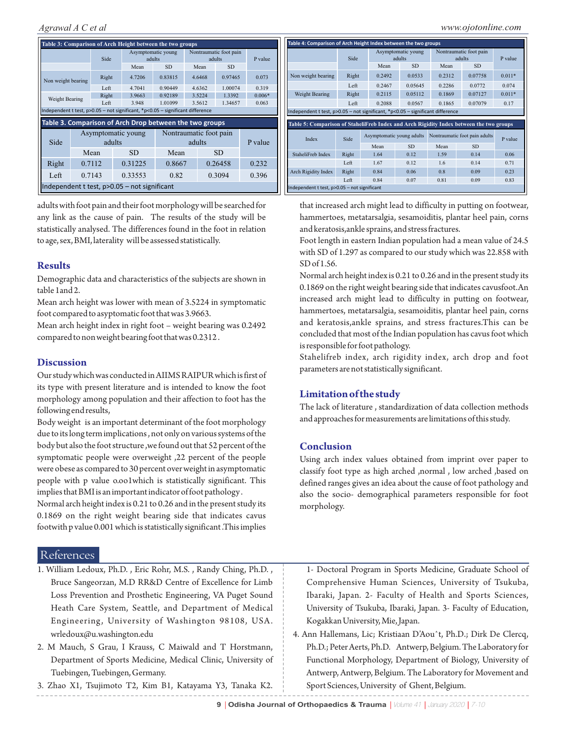**Table 3: Comparison of Arch Height between the two groups**

| | Side | Asymptomatic young adults | | Nontraumatic foot pain adults | | P value |
|---|---|---|---|---|---|---|
| | | Mean | SD | Mean | SD | |
| Non weight bearing | Right | 4.7206 | 0.83815 | 4.6468 | 0.97465 | 0.073 |
| | Left | 4.7041 | 0.90449 | 4.6362 | 1.00074 | 0.319 |
| Weight Bearing | Right | 3.9663 | 0.92189 | 3.5224 | 1.3392 | 0.006* |
| | Left | 3.948 | 1.01099 | 3.5612 | 1.34657 | 0.063 |

Independent t test, p>0.05 – not significant, *p<0.05 – significant difference

**Table 3. Comparison of Arch Drop between the two groups**

| Side | Asymptomatic young adults | | Nontraumatic foot pain adults | | P value |
|---|---|---|---|---|---|
| | Mean | SD | Mean | SD | |
| Right | 0.7112 | 0.31225 | 0.8667 | 0.26458 | 0.232 |
| Left | 0.7143 | 0.33553 | 0.82 | 0.3094 | 0.396 |

Independent t test, p>0.05 – not significant

**Table 4: Comparison of Arch Height Index between the two groups**

| | Side | Asymptomatic young adults | | Nontraumatic foot pain adults | | P value |
|---|---|---|---|---|---|---|
| | | Mean | SD | Mean | SD | |
| Non weight bearing | Right | 0.2492 | 0.0533 | 0.2312 | 0.07758 | 0.011* |
| | Left | 0.2467 | 0.05645 | 0.2286 | 0.0772 | 0.074 |
| Weight Bearing | Right | 0.2115 | 0.05112 | 0.1869 | 0.07127 | 0.011* |
| | Left | 0.2088 | 0.0567 | 0.1865 | 0.07079 | 0.17 |

Independent t test, p>0.05 – not significant, *p<0.05 – significant difference

**Table 5: Comparison of StaheliFreb Index and Arch Rigidity Index between the two groups**

| Index | Side | Asymptomatic young adults | | Nontraumatic foot pain adults | | P value |
|---|---|---|---|---|---|---|
| | | Mean | SD | Mean | SD | |
| StaheliFreb Index | Right | 1.64 | 0.12 | 1.59 | 0.14 | 0.06 |
| | Left | 1.67 | 0.12 | 1.6 | 0.14 | 0.71 |
| Arch Rigidity Index | Right | 0.84 | 0.06 | 0.8 | 0.09 | 0.23 |
| | Left | 0.84 | 0.07 | 0.81 | 0.09 | 0.83 |

Independent t test, p>0.05 – not significant

adults with foot pain and their foot morphology will be searched for any link as the cause of pain. The results of the study will be statistically analysed. The differences found in the foot in relation to age, sex, BMI, laterality will be assessed statistically.

## Results

Demographic data and characteristics of the subjects are shown in table 1and 2.

Mean arch height was lower with mean of 3.5224 in symptomatic foot compared to asyptomatic foot that was 3.9663.

Mean arch height index in right foot – weight bearing was 0.2492 compared to non weight bearing foot that was 0.2312 .

## Discussion

Our study which was conducted in AIIMS RAIPUR which is first of its type with present literature and is intended to know the foot morphology among population and their affection to foot has the following end results,

Body weight is an important determinant of the foot morphology due to its long term implications , not only on various systems of the body but also the foot structure ,we found out that 52 percent of the symptomatic people were overweight ,22 percent of the people were obese as compared to 30 percent over weight in asymptomatic people with p value o.oo1which is statistically significant. This implies that BMI is an important indicator of foot pathology .

Normal arch height index is 0.21 to 0.26 and in the present study its 0.1869 on the right weight bearing side that indicates cavus footwith p value 0.001 which is statistically significant .This implies that increased arch might lead to difficulty in putting on footwear, hammertoes, metatarsalgia, sesamoiditis, plantar heel pain, corns and keratosis,ankle sprains, and stress fractures.

Foot length in eastern Indian population had a mean value of 24.5 with SD of 1.297 as compared to our study which was 22.858 with SD of 1.56.

Normal arch height index is 0.21 to 0.26 and in the present study its 0.1869 on the right weight bearing side that indicates cavus foot.An increased arch might lead to difficulty in putting on footwear, hammertoes, metatarsalgia, sesamoiditis, plantar heel pain, corns and keratosis,ankle sprains, and stress fractures.This can be concluded that most of the Indian population has cavus foot which is responsible for foot pathology.

Stahelifreb index, arch rigidity index, arch drop and foot parameters are not statistically significant.

## Limitation of the study

The lack of literature , standardization of data collection methods and approaches for measurements are limitations of this study.

## Conclusion

Using arch index values obtained from imprint over paper to classify foot type as high arched ,normal , low arched ,based on defined ranges gives an idea about the cause of foot pathology and also the socio- demographical parameters responsible for foot morphology.

## References

1. William Ledoux, Ph.D. , Eric Rohr, M.S. , Randy Ching, Ph.D. , Bruce Sangeorzan, M.D RR&D Centre of Excellence for Limb Loss Prevention and Prosthetic Engineering, VA Puget Sound Heath Care System, Seattle, and Department of Medical Engineering, University of Washington 98108, USA. wrledoux@u.washington.edu
2. M Mauch, S Grau, I Krauss, C Maiwald and T Horstmann, Department of Sports Medicine, Medical Clinic, University of Tuebingen, Tuebingen, Germany.
3. Zhao X1, Tsujimoto T2, Kim B1, Katayama Y3, Tanaka K2. 1- Doctoral Program in Sports Medicine, Graduate School of Comprehensive Human Sciences, University of Tsukuba, Ibaraki, Japan. 2- Faculty of Health and Sports Sciences, University of Tsukuba, Ibaraki, Japan. 3- Faculty of Education, Kogakkan University, Mie, Japan.
4. Ann Hallemans, Lic; Kristiaan D'Aouˆt, Ph.D.; Dirk De Clercq, Ph.D.; Peter Aerts, Ph.D. Antwerp, Belgium. The Laboratory for Functional Morphology, Department of Biology, University of Antwerp, Antwerp, Belgium. The Laboratory for Movement and Sport Sciences, University of Ghent, Belgium.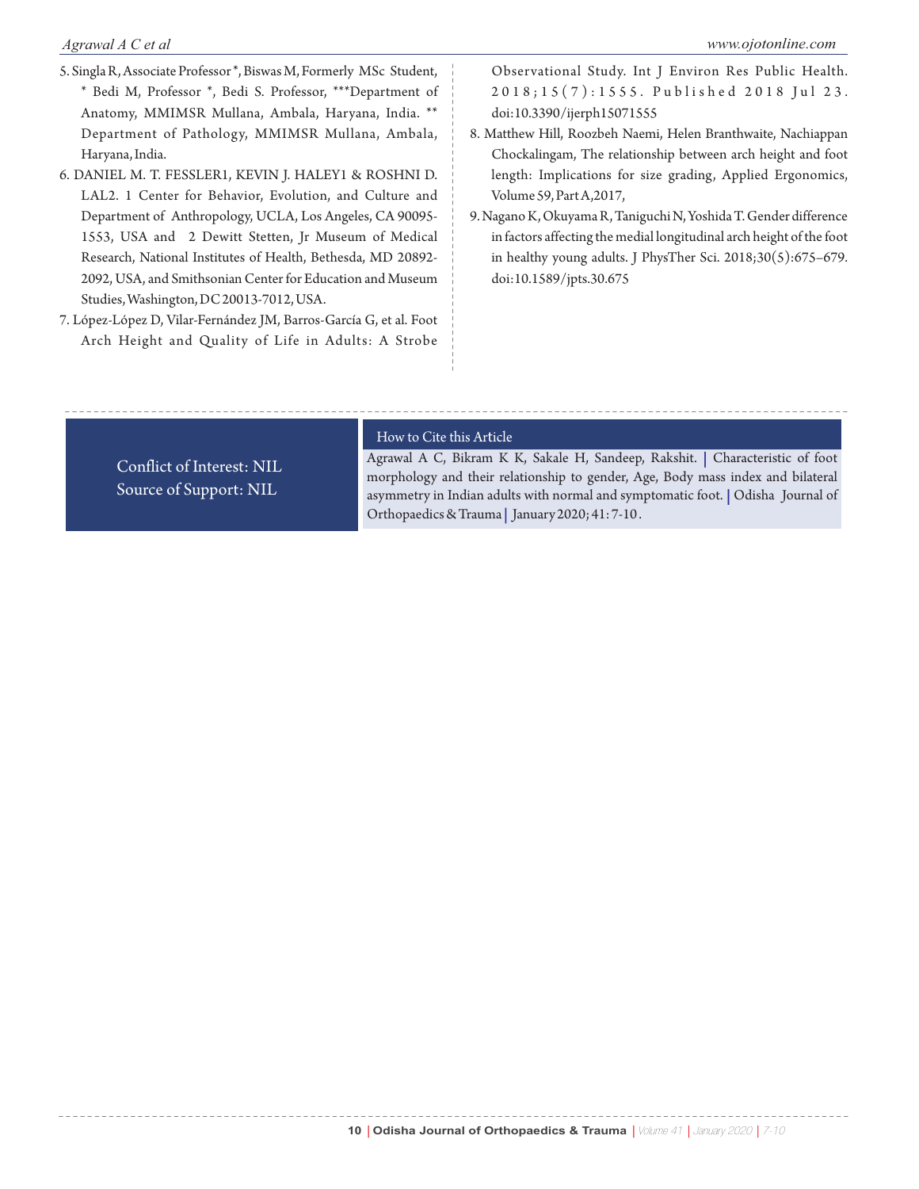5. Singla R, Associate Professor *, Biswas M, Formerly MSc Student, * Bedi M, Professor *, Bedi S. Professor, ***Department of Anatomy, MMIMSR Mullana, Ambala, Haryana, India. ** Department of Pathology, MMIMSR Mullana, Ambala, Haryana, India.
6. DANIEL M. T. FESSLER1, KEVIN J. HALEY1 & ROSHNI D. LAL2. 1 Center for Behavior, Evolution, and Culture and Department of Anthropology, UCLA, Los Angeles, CA 90095-1553, USA and 2 Dewitt Stetten, Jr Museum of Medical Research, National Institutes of Health, Bethesda, MD 20892-2092, USA, and Smithsonian Center for Education and Museum Studies, Washington, DC 20013-7012, USA.
7. López-López D, Vilar-Fernández JM, Barros-García G, et al. Foot Arch Height and Quality of Life in Adults: A Strobe Observational Study. Int J Environ Res Public Health. 2018;15(7):1555. Published 2018 Jul 23. doi:10.3390/ijerph15071555
8. Matthew Hill, Roozbeh Naemi, Helen Branthwaite, Nachiappan Chockalingam, The relationship between arch height and foot length: Implications for size grading, Applied Ergonomics, Volume 59, Part A,2017,
9. Nagano K, Okuyama R, Taniguchi N, Yoshida T. Gender difference in factors affecting the medial longitudinal arch height of the foot in healthy young adults. J PhysTher Sci. 2018;30(5):675–679. doi:10.1589/jpts.30.675

Conflict of Interest: NIL
Source of Support: NIL

**How to Cite this Article**

Agrawal A C, Bikram K K, Sakale H, Sandeep, Rakshit. | Characteristic of foot morphology and their relationship to gender, Age, Body mass index and bilateral asymmetry in Indian adults with normal and symptomatic foot. | Odisha Journal of Orthopaedics & Trauma | January 2020; 41: 7-10.